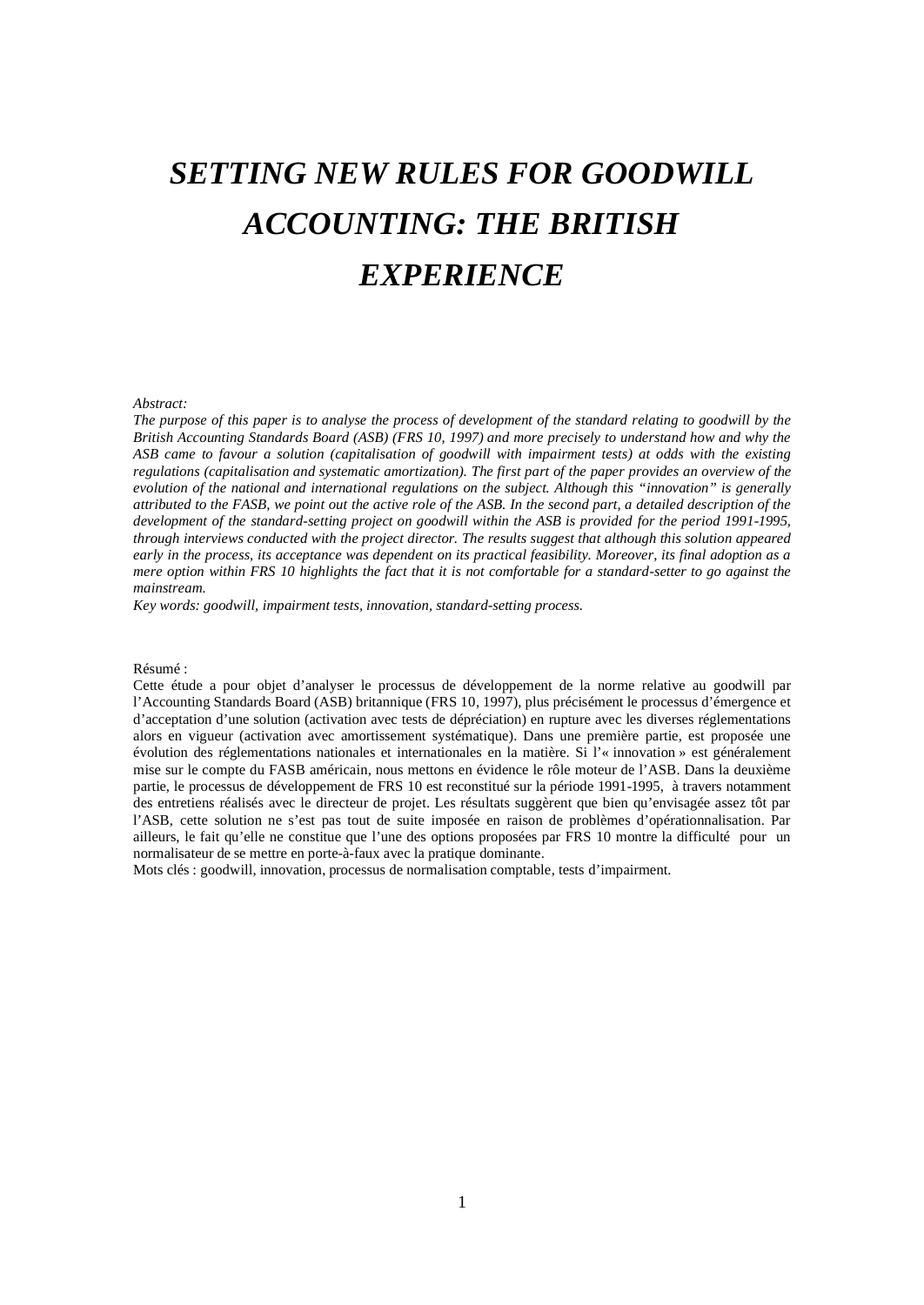# *SETTING NEW RULES FOR GOODWILL ACCOUNTING: THE BRITISH EXPERIENCE*

*Abstract:*

*The purpose of this paper is to analyse the process of development of the standard relating to goodwill by the British Accounting Standards Board (ASB) (FRS 10, 1997) and more precisely to understand how and why the ASB came to favour a solution (capitalisation of goodwill with impairment tests) at odds with the existing regulations (capitalisation and systematic amortization). The first part of the paper provides an overview of the evolution of the national and international regulations on the subject. Although this "innovation" is generally attributed to the FASB, we point out the active role of the ASB. In the second part, a detailed description of the development of the standard-setting project on goodwill within the ASB is provided for the period 1991-1995, through interviews conducted with the project director. The results suggest that although this solution appeared early in the process, its acceptance was dependent on its practical feasibility. Moreover, its final adoption as a mere option within FRS 10 highlights the fact that it is not comfortable for a standard-setter to go against the mainstream.*

*Key words: goodwill, impairment tests, innovation, standard-setting process.*

Résumé :

Cette étude a pour objet d'analyser le processus de développement de la norme relative au goodwill par l'Accounting Standards Board (ASB) britannique (FRS 10, 1997), plus précisément le processus d'émergence et d'acceptation d'une solution (activation avec tests de dépréciation) en rupture avec les diverses réglementations alors en vigueur (activation avec amortissement systématique). Dans une première partie, est proposée une évolution des réglementations nationales et internationales en la matière. Si l'« innovation » est généralement mise sur le compte du FASB américain, nous mettons en évidence le rôle moteur de l'ASB. Dans la deuxième partie, le processus de développement de FRS 10 est reconstitué sur la période 1991-1995, à travers notamment des entretiens réalisés avec le directeur de projet. Les résultats suggèrent que bien qu'envisagée assez tôt par l'ASB, cette solution ne s'est pas tout de suite imposée en raison de problèmes d'opérationnalisation. Par ailleurs, le fait qu'elle ne constitue que l'une des options proposées par FRS 10 montre la difficulté pour un normalisateur de se mettre en porte-à-faux avec la pratique dominante.

Mots clés : goodwill, innovation, processus de normalisation comptable, tests d'impairment.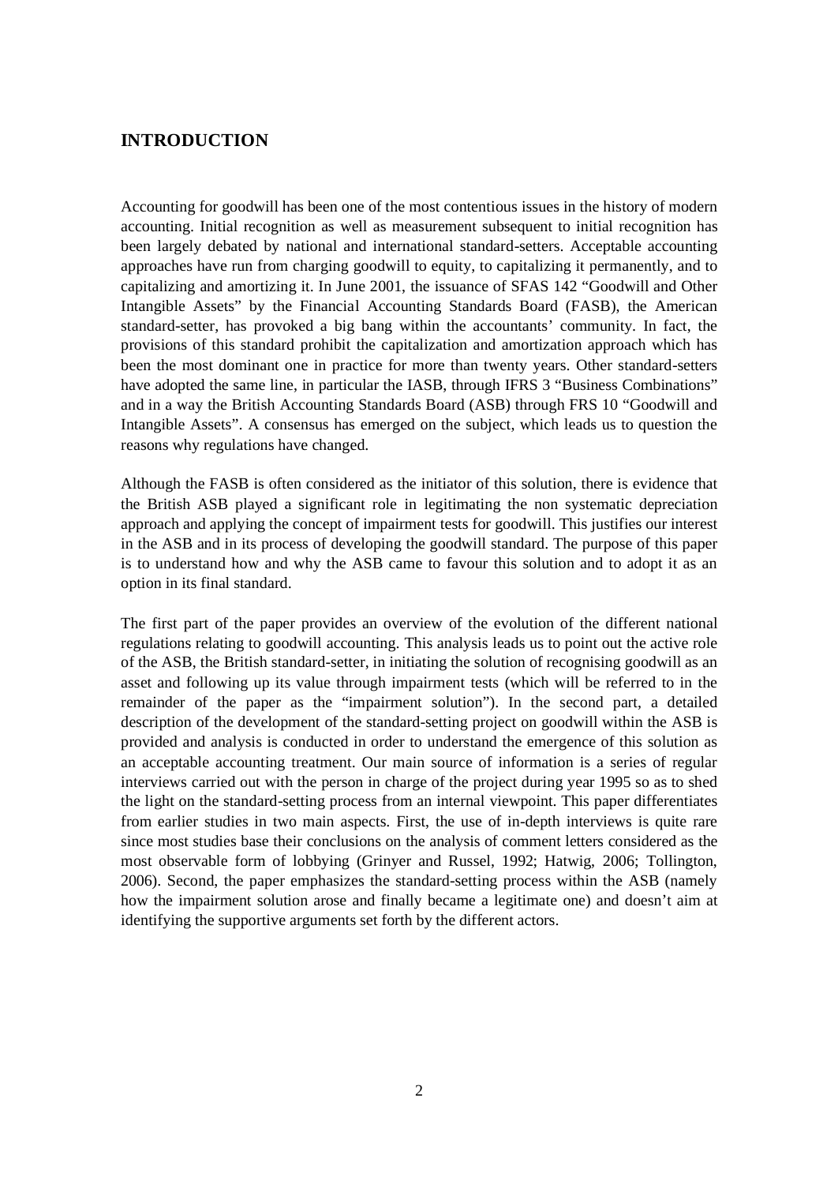## INTRODUCTION

Accounting for goodwill has been one of the most contentious issues in the history of modern accounting. Initial recognition as well as measurement subsequent to initial recognition has been largely debated by national and international standard-setters. Acceptable accounting approaches have run from charging goodwill to equity, to capitalizing it permanently, and to capitalizing and amortizing it. In June 2001, the issuance of SFAS 142 "Goodwill and Other Intangible Assets" by the Financial Accounting Standards Board (FASB), the American standard-setter, has provoked a big bang within the accountants' community. In fact, the provisions of this standard prohibit the capitalization and amortization approach which has been the most dominant one in practice for more than twenty years. Other standard-setters have adopted the same line, in particular the IASB, through IFRS 3 "Business Combinations" and in a way the British Accounting Standards Board (ASB) through FRS 10 "Goodwill and Intangible Assets". A consensus has emerged on the subject, which leads us to question the reasons why regulations have changed.

Although the FASB is often considered as the initiator of this solution, there is evidence that the British ASB played a significant role in legitimating the non systematic depreciation approach and applying the concept of impairment tests for goodwill. This justifies our interest in the ASB and in its process of developing the goodwill standard. The purpose of this paper is to understand how and why the ASB came to favour this solution and to adopt it as an option in its final standard.

The first part of the paper provides an overview of the evolution of the different national regulations relating to goodwill accounting. This analysis leads us to point out the active role of the ASB, the British standard-setter, in initiating the solution of recognising goodwill as an asset and following up its value through impairment tests (which will be referred to in the remainder of the paper as the "impairment solution"). In the second part, a detailed description of the development of the standard-setting project on goodwill within the ASB is provided and analysis is conducted in order to understand the emergence of this solution as an acceptable accounting treatment. Our main source of information is a series of regular interviews carried out with the person in charge of the project during year 1995 so as to shed the light on the standard-setting process from an internal viewpoint. This paper differentiates from earlier studies in two main aspects. First, the use of in-depth interviews is quite rare since most studies base their conclusions on the analysis of comment letters considered as the most observable form of lobbying (Grinyer and Russel, 1992; Hatwig, 2006; Tollington, 2006). Second, the paper emphasizes the standard-setting process within the ASB (namely how the impairment solution arose and finally became a legitimate one) and doesn't aim at identifying the supportive arguments set forth by the different actors.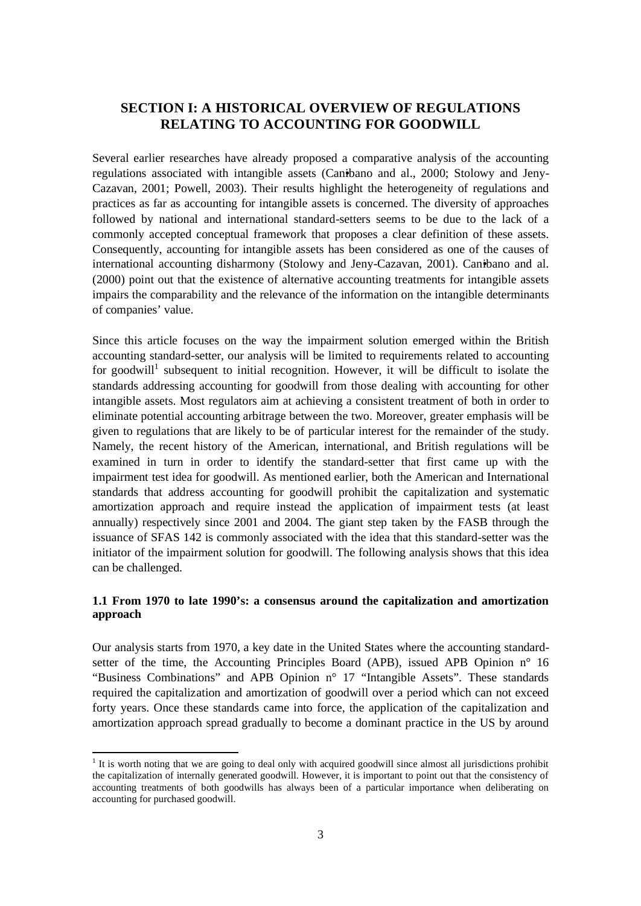# SECTION I: A HISTORICAL OVERVIEW OF REGULATIONS RELATING TO ACCOUNTING FOR GOODWILL

Several earlier researches have already proposed a comparative analysis of the accounting regulations associated with intangible assets (Cañibano and al., 2000; Stolowy and Jeny-Cazavan, 2001; Powell, 2003). Their results highlight the heterogeneity of regulations and practices as far as accounting for intangible assets is concerned. The diversity of approaches followed by national and international standard-setters seems to be due to the lack of a commonly accepted conceptual framework that proposes a clear definition of these assets. Consequently, accounting for intangible assets has been considered as one of the causes of international accounting disharmony (Stolowy and Jeny-Cazavan, 2001). Cañibano and al. (2000) point out that the existence of alternative accounting treatments for intangible assets impairs the comparability and the relevance of the information on the intangible determinants of companies' value.

Since this article focuses on the way the impairment solution emerged within the British accounting standard-setter, our analysis will be limited to requirements related to accounting for goodwill[1] subsequent to initial recognition. However, it will be difficult to isolate the standards addressing accounting for goodwill from those dealing with accounting for other intangible assets. Most regulators aim at achieving a consistent treatment of both in order to eliminate potential accounting arbitrage between the two. Moreover, greater emphasis will be given to regulations that are likely to be of particular interest for the remainder of the study. Namely, the recent history of the American, international, and British regulations will be examined in turn in order to identify the standard-setter that first came up with the impairment test idea for goodwill. As mentioned earlier, both the American and International standards that address accounting for goodwill prohibit the capitalization and systematic amortization approach and require instead the application of impairment tests (at least annually) respectively since 2001 and 2004. The giant step taken by the FASB through the issuance of SFAS 142 is commonly associated with the idea that this standard-setter was the initiator of the impairment solution for goodwill. The following analysis shows that this idea can be challenged.

## 1.1 From 1970 to late 1990's: a consensus around the capitalization and amortization approach

Our analysis starts from 1970, a key date in the United States where the accounting standard-setter of the time, the Accounting Principles Board (APB), issued APB Opinion n° 16 "Business Combinations" and APB Opinion n° 17 "Intangible Assets". These standards required the capitalization and amortization of goodwill over a period which can not exceed forty years. Once these standards came into force, the application of the capitalization and amortization approach spread gradually to become a dominant practice in the US by around

[1] It is worth noting that we are going to deal only with acquired goodwill since almost all jurisdictions prohibit the capitalization of internally generated goodwill. However, it is important to point out that the consistency of accounting treatments of both goodwills has always been of a particular importance when deliberating on accounting for purchased goodwill.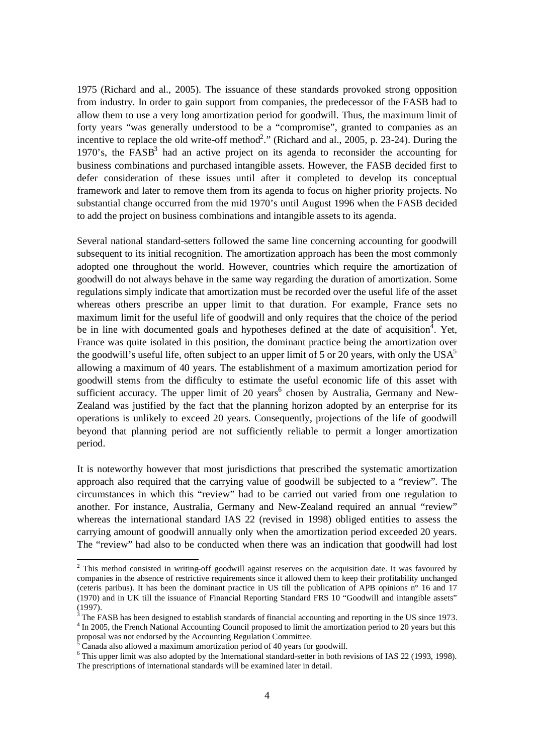1975 (Richard and al., 2005). The issuance of these standards provoked strong opposition from industry. In order to gain support from companies, the predecessor of the FASB had to allow them to use a very long amortization period for goodwill. Thus, the maximum limit of forty years "was generally understood to be a "compromise", granted to companies as an incentive to replace the old write-off method[2]." (Richard and al., 2005, p. 23-24). During the 1970's, the FASB[3] had an active project on its agenda to reconsider the accounting for business combinations and purchased intangible assets. However, the FASB decided first to defer consideration of these issues until after it completed to develop its conceptual framework and later to remove them from its agenda to focus on higher priority projects. No substantial change occurred from the mid 1970's until August 1996 when the FASB decided to add the project on business combinations and intangible assets to its agenda.

Several national standard-setters followed the same line concerning accounting for goodwill subsequent to its initial recognition. The amortization approach has been the most commonly adopted one throughout the world. However, countries which require the amortization of goodwill do not always behave in the same way regarding the duration of amortization. Some regulations simply indicate that amortization must be recorded over the useful life of the asset whereas others prescribe an upper limit to that duration. For example, France sets no maximum limit for the useful life of goodwill and only requires that the choice of the period be in line with documented goals and hypotheses defined at the date of acquisition[4]. Yet, France was quite isolated in this position, the dominant practice being the amortization over the goodwill's useful life, often subject to an upper limit of 5 or 20 years, with only the USA[5] allowing a maximum of 40 years. The establishment of a maximum amortization period for goodwill stems from the difficulty to estimate the useful economic life of this asset with sufficient accuracy. The upper limit of 20 years[6] chosen by Australia, Germany and New-Zealand was justified by the fact that the planning horizon adopted by an enterprise for its operations is unlikely to exceed 20 years. Consequently, projections of the life of goodwill beyond that planning period are not sufficiently reliable to permit a longer amortization period.

It is noteworthy however that most jurisdictions that prescribed the systematic amortization approach also required that the carrying value of goodwill be subjected to a "review". The circumstances in which this "review" had to be carried out varied from one regulation to another. For instance, Australia, Germany and New-Zealand required an annual "review" whereas the international standard IAS 22 (revised in 1998) obliged entities to assess the carrying amount of goodwill annually only when the amortization period exceeded 20 years. The "review" had also to be conducted when there was an indication that goodwill had lost

---

[2] This method consisted in writing-off goodwill against reserves on the acquisition date. It was favoured by companies in the absence of restrictive requirements since it allowed them to keep their profitability unchanged (ceteris paribus). It has been the dominant practice in US till the publication of APB opinions n° 16 and 17 (1970) and in UK till the issuance of Financial Reporting Standard FRS 10 "Goodwill and intangible assets" (1997).

[3] The FASB has been designed to establish standards of financial accounting and reporting in the US since 1973.

[4] In 2005, the French National Accounting Council proposed to limit the amortization period to 20 years but this proposal was not endorsed by the Accounting Regulation Committee.

[5] Canada also allowed a maximum amortization period of 40 years for goodwill.

[6] This upper limit was also adopted by the International standard-setter in both revisions of IAS 22 (1993, 1998). The prescriptions of international standards will be examined later in detail.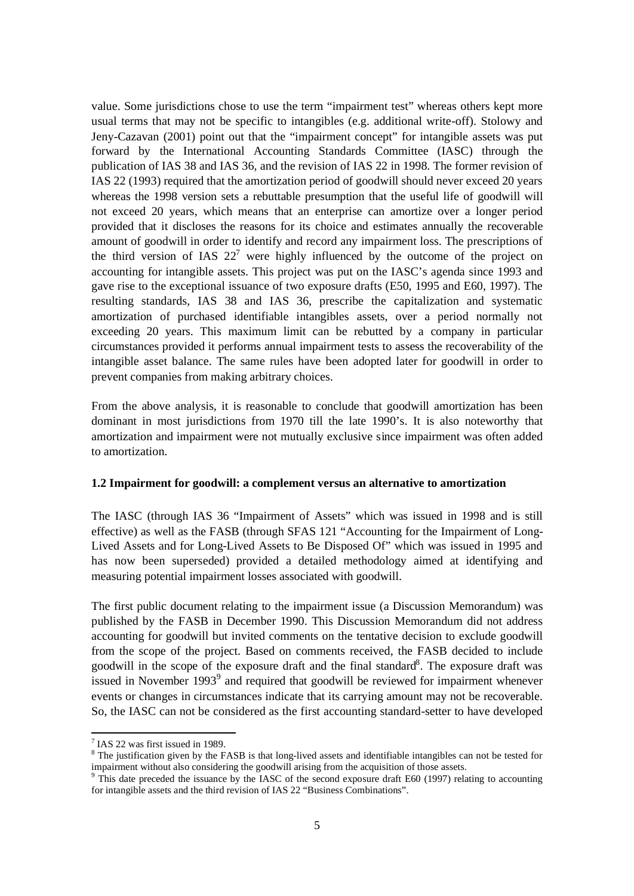value. Some jurisdictions chose to use the term "impairment test" whereas others kept more usual terms that may not be specific to intangibles (e.g. additional write-off). Stolowy and Jeny-Cazavan (2001) point out that the "impairment concept" for intangible assets was put forward by the International Accounting Standards Committee (IASC) through the publication of IAS 38 and IAS 36, and the revision of IAS 22 in 1998. The former revision of IAS 22 (1993) required that the amortization period of goodwill should never exceed 20 years whereas the 1998 version sets a rebuttable presumption that the useful life of goodwill will not exceed 20 years, which means that an enterprise can amortize over a longer period provided that it discloses the reasons for its choice and estimates annually the recoverable amount of goodwill in order to identify and record any impairment loss. The prescriptions of the third version of IAS 22[7] were highly influenced by the outcome of the project on accounting for intangible assets. This project was put on the IASC's agenda since 1993 and gave rise to the exceptional issuance of two exposure drafts (E50, 1995 and E60, 1997). The resulting standards, IAS 38 and IAS 36, prescribe the capitalization and systematic amortization of purchased identifiable intangibles assets, over a period normally not exceeding 20 years. This maximum limit can be rebutted by a company in particular circumstances provided it performs annual impairment tests to assess the recoverability of the intangible asset balance. The same rules have been adopted later for goodwill in order to prevent companies from making arbitrary choices.

From the above analysis, it is reasonable to conclude that goodwill amortization has been dominant in most jurisdictions from 1970 till the late 1990's. It is also noteworthy that amortization and impairment were not mutually exclusive since impairment was often added to amortization.

### 1.2 Impairment for goodwill: a complement versus an alternative to amortization

The IASC (through IAS 36 "Impairment of Assets" which was issued in 1998 and is still effective) as well as the FASB (through SFAS 121 "Accounting for the Impairment of Long-Lived Assets and for Long-Lived Assets to Be Disposed Of" which was issued in 1995 and has now been superseded) provided a detailed methodology aimed at identifying and measuring potential impairment losses associated with goodwill.

The first public document relating to the impairment issue (a Discussion Memorandum) was published by the FASB in December 1990. This Discussion Memorandum did not address accounting for goodwill but invited comments on the tentative decision to exclude goodwill from the scope of the project. Based on comments received, the FASB decided to include goodwill in the scope of the exposure draft and the final standard[8]. The exposure draft was issued in November 1993[9] and required that goodwill be reviewed for impairment whenever events or changes in circumstances indicate that its carrying amount may not be recoverable. So, the IASC can not be considered as the first accounting standard-setter to have developed

---

[7] IAS 22 was first issued in 1989.

[8] The justification given by the FASB is that long-lived assets and identifiable intangibles can not be tested for impairment without also considering the goodwill arising from the acquisition of those assets.

[9] This date preceded the issuance by the IASC of the second exposure draft E60 (1997) relating to accounting for intangible assets and the third revision of IAS 22 "Business Combinations".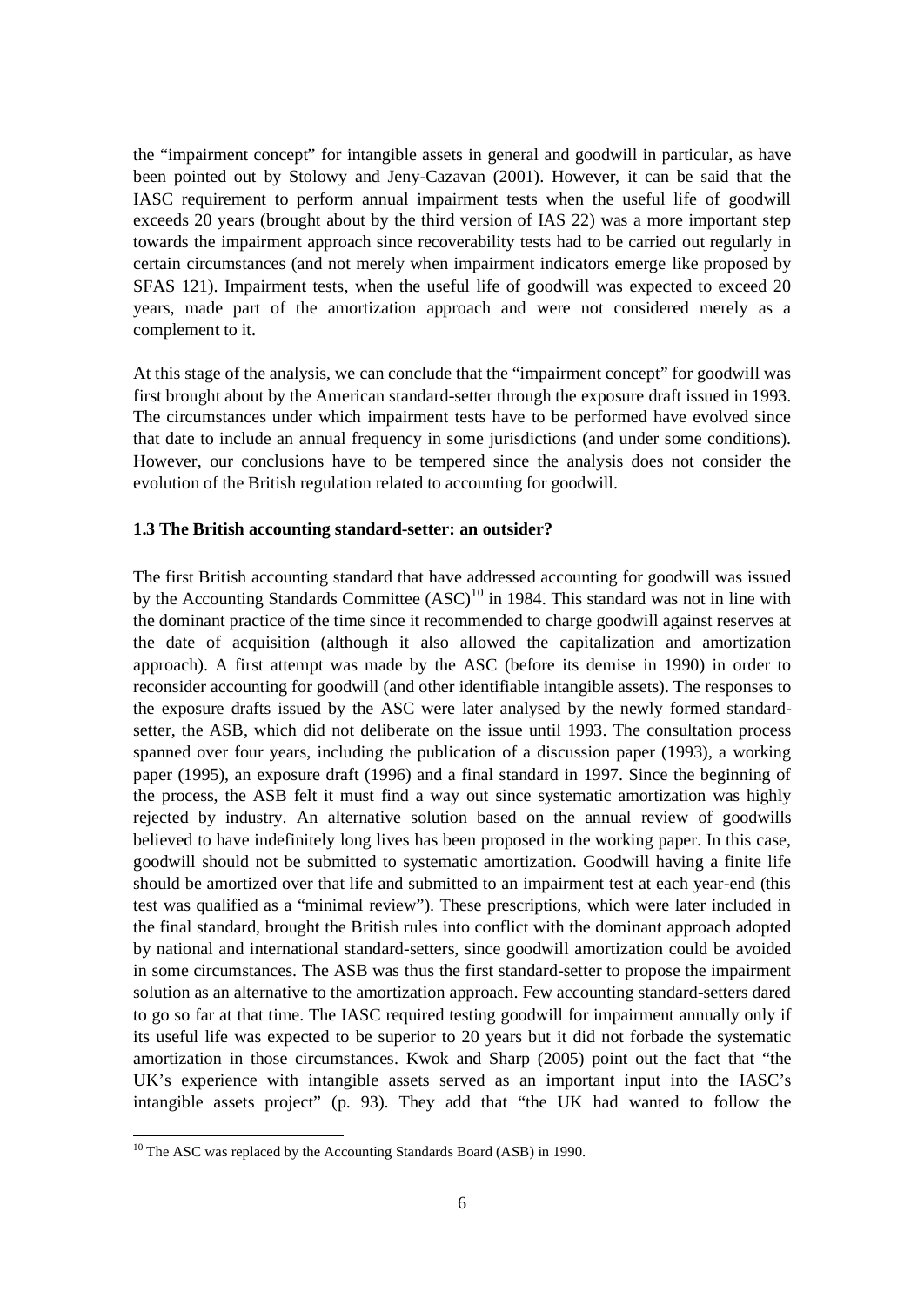the "impairment concept" for intangible assets in general and goodwill in particular, as have been pointed out by Stolowy and Jeny-Cazavan (2001). However, it can be said that the IASC requirement to perform annual impairment tests when the useful life of goodwill exceeds 20 years (brought about by the third version of IAS 22) was a more important step towards the impairment approach since recoverability tests had to be carried out regularly in certain circumstances (and not merely when impairment indicators emerge like proposed by SFAS 121). Impairment tests, when the useful life of goodwill was expected to exceed 20 years, made part of the amortization approach and were not considered merely as a complement to it.

At this stage of the analysis, we can conclude that the "impairment concept" for goodwill was first brought about by the American standard-setter through the exposure draft issued in 1993. The circumstances under which impairment tests have to be performed have evolved since that date to include an annual frequency in some jurisdictions (and under some conditions). However, our conclusions have to be tempered since the analysis does not consider the evolution of the British regulation related to accounting for goodwill.

### 1.3 The British accounting standard-setter: an outsider?

The first British accounting standard that have addressed accounting for goodwill was issued by the Accounting Standards Committee (ASC)[10] in 1984. This standard was not in line with the dominant practice of the time since it recommended to charge goodwill against reserves at the date of acquisition (although it also allowed the capitalization and amortization approach). A first attempt was made by the ASC (before its demise in 1990) in order to reconsider accounting for goodwill (and other identifiable intangible assets). The responses to the exposure drafts issued by the ASC were later analysed by the newly formed standard-setter, the ASB, which did not deliberate on the issue until 1993. The consultation process spanned over four years, including the publication of a discussion paper (1993), a working paper (1995), an exposure draft (1996) and a final standard in 1997. Since the beginning of the process, the ASB felt it must find a way out since systematic amortization was highly rejected by industry. An alternative solution based on the annual review of goodwills believed to have indefinitely long lives has been proposed in the working paper. In this case, goodwill should not be submitted to systematic amortization. Goodwill having a finite life should be amortized over that life and submitted to an impairment test at each year-end (this test was qualified as a "minimal review"). These prescriptions, which were later included in the final standard, brought the British rules into conflict with the dominant approach adopted by national and international standard-setters, since goodwill amortization could be avoided in some circumstances. The ASB was thus the first standard-setter to propose the impairment solution as an alternative to the amortization approach. Few accounting standard-setters dared to go so far at that time. The IASC required testing goodwill for impairment annually only if its useful life was expected to be superior to 20 years but it did not forbade the systematic amortization in those circumstances. Kwok and Sharp (2005) point out the fact that "the UK's experience with intangible assets served as an important input into the IASC's intangible assets project" (p. 93). They add that "the UK had wanted to follow the

[10] The ASC was replaced by the Accounting Standards Board (ASB) in 1990.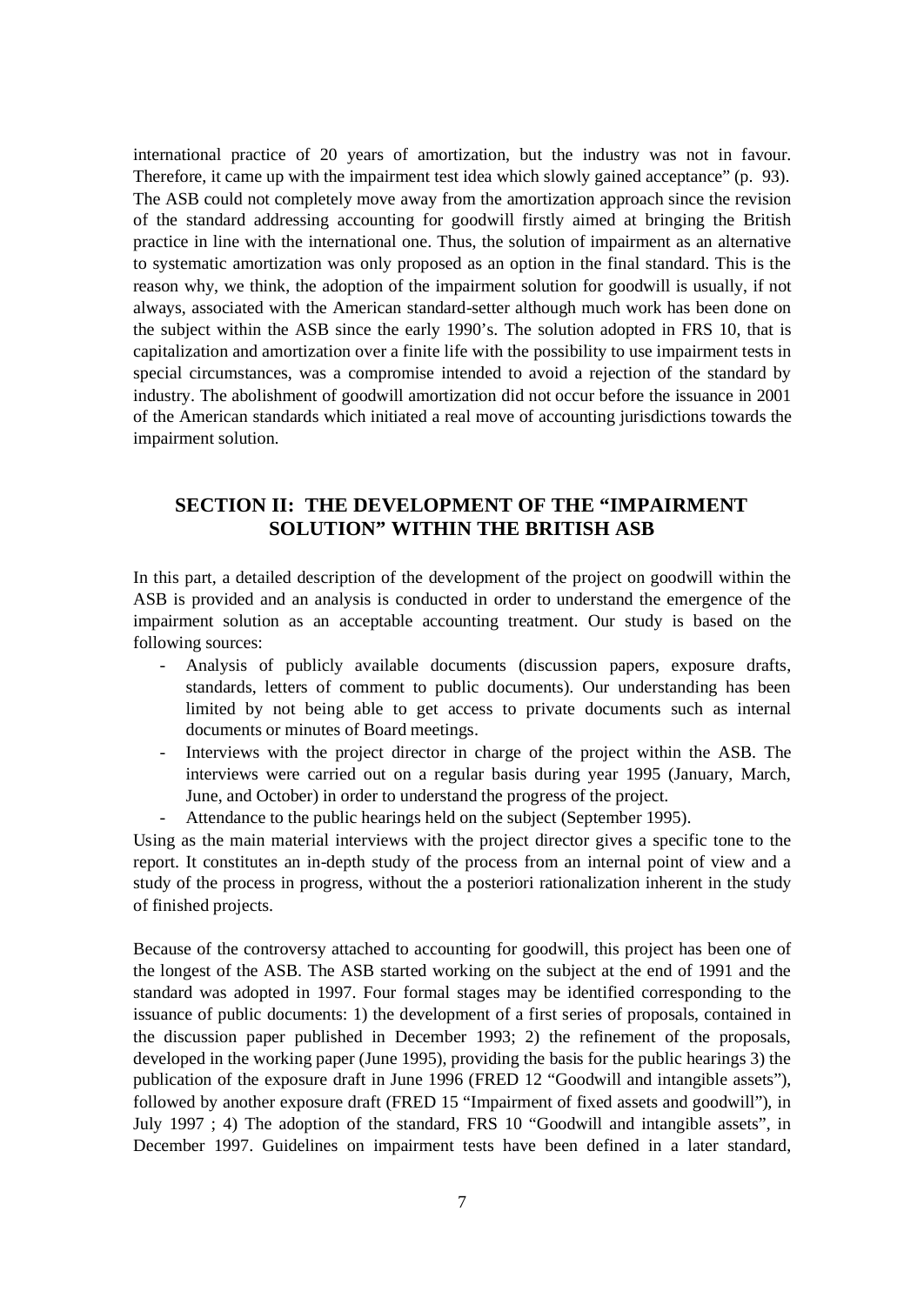international practice of 20 years of amortization, but the industry was not in favour. Therefore, it came up with the impairment test idea which slowly gained acceptance" (p. 93). The ASB could not completely move away from the amortization approach since the revision of the standard addressing accounting for goodwill firstly aimed at bringing the British practice in line with the international one. Thus, the solution of impairment as an alternative to systematic amortization was only proposed as an option in the final standard. This is the reason why, we think, the adoption of the impairment solution for goodwill is usually, if not always, associated with the American standard-setter although much work has been done on the subject within the ASB since the early 1990's. The solution adopted in FRS 10, that is capitalization and amortization over a finite life with the possibility to use impairment tests in special circumstances, was a compromise intended to avoid a rejection of the standard by industry. The abolishment of goodwill amortization did not occur before the issuance in 2001 of the American standards which initiated a real move of accounting jurisdictions towards the impairment solution.

## SECTION II: THE DEVELOPMENT OF THE "IMPAIRMENT SOLUTION" WITHIN THE BRITISH ASB

In this part, a detailed description of the development of the project on goodwill within the ASB is provided and an analysis is conducted in order to understand the emergence of the impairment solution as an acceptable accounting treatment. Our study is based on the following sources:

- Analysis of publicly available documents (discussion papers, exposure drafts, standards, letters of comment to public documents). Our understanding has been limited by not being able to get access to private documents such as internal documents or minutes of Board meetings.
- Interviews with the project director in charge of the project within the ASB. The interviews were carried out on a regular basis during year 1995 (January, March, June, and October) in order to understand the progress of the project.
- Attendance to the public hearings held on the subject (September 1995).

Using as the main material interviews with the project director gives a specific tone to the report. It constitutes an in-depth study of the process from an internal point of view and a study of the process in progress, without the a posteriori rationalization inherent in the study of finished projects.

Because of the controversy attached to accounting for goodwill, this project has been one of the longest of the ASB. The ASB started working on the subject at the end of 1991 and the standard was adopted in 1997. Four formal stages may be identified corresponding to the issuance of public documents: 1) the development of a first series of proposals, contained in the discussion paper published in December 1993; 2) the refinement of the proposals, developed in the working paper (June 1995), providing the basis for the public hearings 3) the publication of the exposure draft in June 1996 (FRED 12 "Goodwill and intangible assets"), followed by another exposure draft (FRED 15 "Impairment of fixed assets and goodwill"), in July 1997 ; 4) The adoption of the standard, FRS 10 "Goodwill and intangible assets", in December 1997. Guidelines on impairment tests have been defined in a later standard,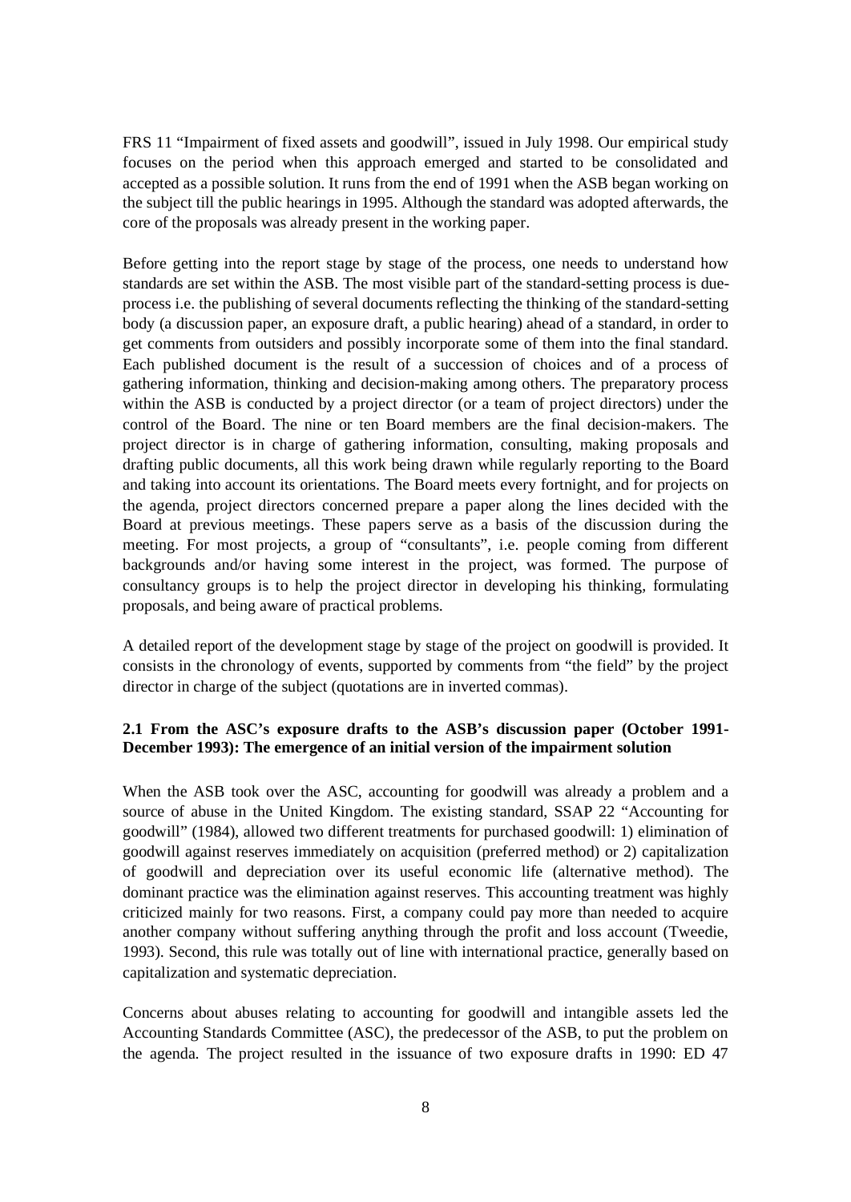FRS 11 "Impairment of fixed assets and goodwill", issued in July 1998. Our empirical study focuses on the period when this approach emerged and started to be consolidated and accepted as a possible solution. It runs from the end of 1991 when the ASB began working on the subject till the public hearings in 1995. Although the standard was adopted afterwards, the core of the proposals was already present in the working paper.

Before getting into the report stage by stage of the process, one needs to understand how standards are set within the ASB. The most visible part of the standard-setting process is due-process i.e. the publishing of several documents reflecting the thinking of the standard-setting body (a discussion paper, an exposure draft, a public hearing) ahead of a standard, in order to get comments from outsiders and possibly incorporate some of them into the final standard. Each published document is the result of a succession of choices and of a process of gathering information, thinking and decision-making among others. The preparatory process within the ASB is conducted by a project director (or a team of project directors) under the control of the Board. The nine or ten Board members are the final decision-makers. The project director is in charge of gathering information, consulting, making proposals and drafting public documents, all this work being drawn while regularly reporting to the Board and taking into account its orientations. The Board meets every fortnight, and for projects on the agenda, project directors concerned prepare a paper along the lines decided with the Board at previous meetings. These papers serve as a basis of the discussion during the meeting. For most projects, a group of "consultants", i.e. people coming from different backgrounds and/or having some interest in the project, was formed. The purpose of consultancy groups is to help the project director in developing his thinking, formulating proposals, and being aware of practical problems.

A detailed report of the development stage by stage of the project on goodwill is provided. It consists in the chronology of events, supported by comments from "the field" by the project director in charge of the subject (quotations are in inverted commas).

### 2.1 From the ASC's exposure drafts to the ASB's discussion paper (October 1991-December 1993): The emergence of an initial version of the impairment solution

When the ASB took over the ASC, accounting for goodwill was already a problem and a source of abuse in the United Kingdom. The existing standard, SSAP 22 "Accounting for goodwill" (1984), allowed two different treatments for purchased goodwill: 1) elimination of goodwill against reserves immediately on acquisition (preferred method) or 2) capitalization of goodwill and depreciation over its useful economic life (alternative method). The dominant practice was the elimination against reserves. This accounting treatment was highly criticized mainly for two reasons. First, a company could pay more than needed to acquire another company without suffering anything through the profit and loss account (Tweedie, 1993). Second, this rule was totally out of line with international practice, generally based on capitalization and systematic depreciation.

Concerns about abuses relating to accounting for goodwill and intangible assets led the Accounting Standards Committee (ASC), the predecessor of the ASB, to put the problem on the agenda. The project resulted in the issuance of two exposure drafts in 1990: ED 47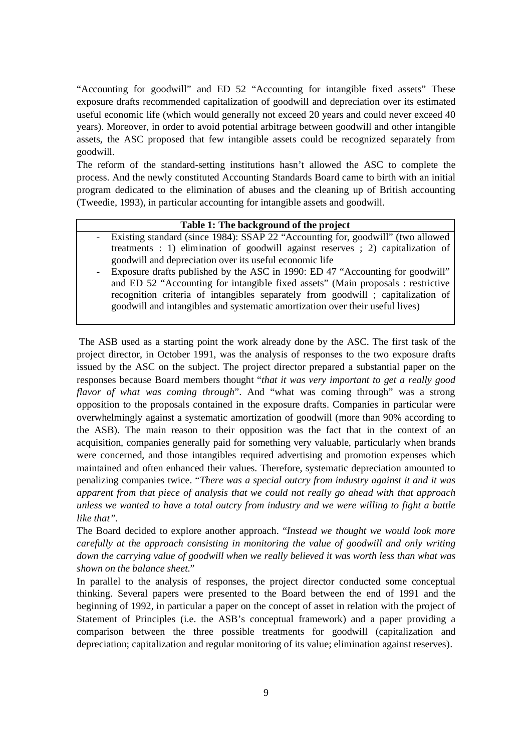"Accounting for goodwill" and ED 52 "Accounting for intangible fixed assets" These exposure drafts recommended capitalization of goodwill and depreciation over its estimated useful economic life (which would generally not exceed 20 years and could never exceed 40 years). Moreover, in order to avoid potential arbitrage between goodwill and other intangible assets, the ASC proposed that few intangible assets could be recognized separately from goodwill.

The reform of the standard-setting institutions hasn't allowed the ASC to complete the process. And the newly constituted Accounting Standards Board came to birth with an initial program dedicated to the elimination of abuses and the cleaning up of British accounting (Tweedie, 1993), in particular accounting for intangible assets and goodwill.

| **Table 1: The background of the project** |
|---|
| - Existing standard (since 1984): SSAP 22 "Accounting for, goodwill" (two allowed treatments : 1) elimination of goodwill against reserves ; 2) capitalization of goodwill and depreciation over its useful economic life<br>- Exposure drafts published by the ASC in 1990: ED 47 "Accounting for goodwill" and ED 52 "Accounting for intangible fixed assets" (Main proposals : restrictive recognition criteria of intangibles separately from goodwill ; capitalization of goodwill and intangibles and systematic amortization over their useful lives) |

The ASB used as a starting point the work already done by the ASC. The first task of the project director, in October 1991, was the analysis of responses to the two exposure drafts issued by the ASC on the subject. The project director prepared a substantial paper on the responses because Board members thought "*that it was very important to get a really good flavor of what was coming through*". And "what was coming through" was a strong opposition to the proposals contained in the exposure drafts. Companies in particular were overwhelmingly against a systematic amortization of goodwill (more than 90% according to the ASB). The main reason to their opposition was the fact that in the context of an acquisition, companies generally paid for something very valuable, particularly when brands were concerned, and those intangibles required advertising and promotion expenses which maintained and often enhanced their values. Therefore, systematic depreciation amounted to penalizing companies twice. "*There was a special outcry from industry against it and it was apparent from that piece of analysis that we could not really go ahead with that approach unless we wanted to have a total outcry from industry and we were willing to fight a battle like that"*.

The Board decided to explore another approach. "*Instead we thought we would look more carefully at the approach consisting in monitoring the value of goodwill and only writing down the carrying value of goodwill when we really believed it was worth less than what was shown on the balance sheet.*"

In parallel to the analysis of responses, the project director conducted some conceptual thinking. Several papers were presented to the Board between the end of 1991 and the beginning of 1992, in particular a paper on the concept of asset in relation with the project of Statement of Principles (i.e. the ASB's conceptual framework) and a paper providing a comparison between the three possible treatments for goodwill (capitalization and depreciation; capitalization and regular monitoring of its value; elimination against reserves).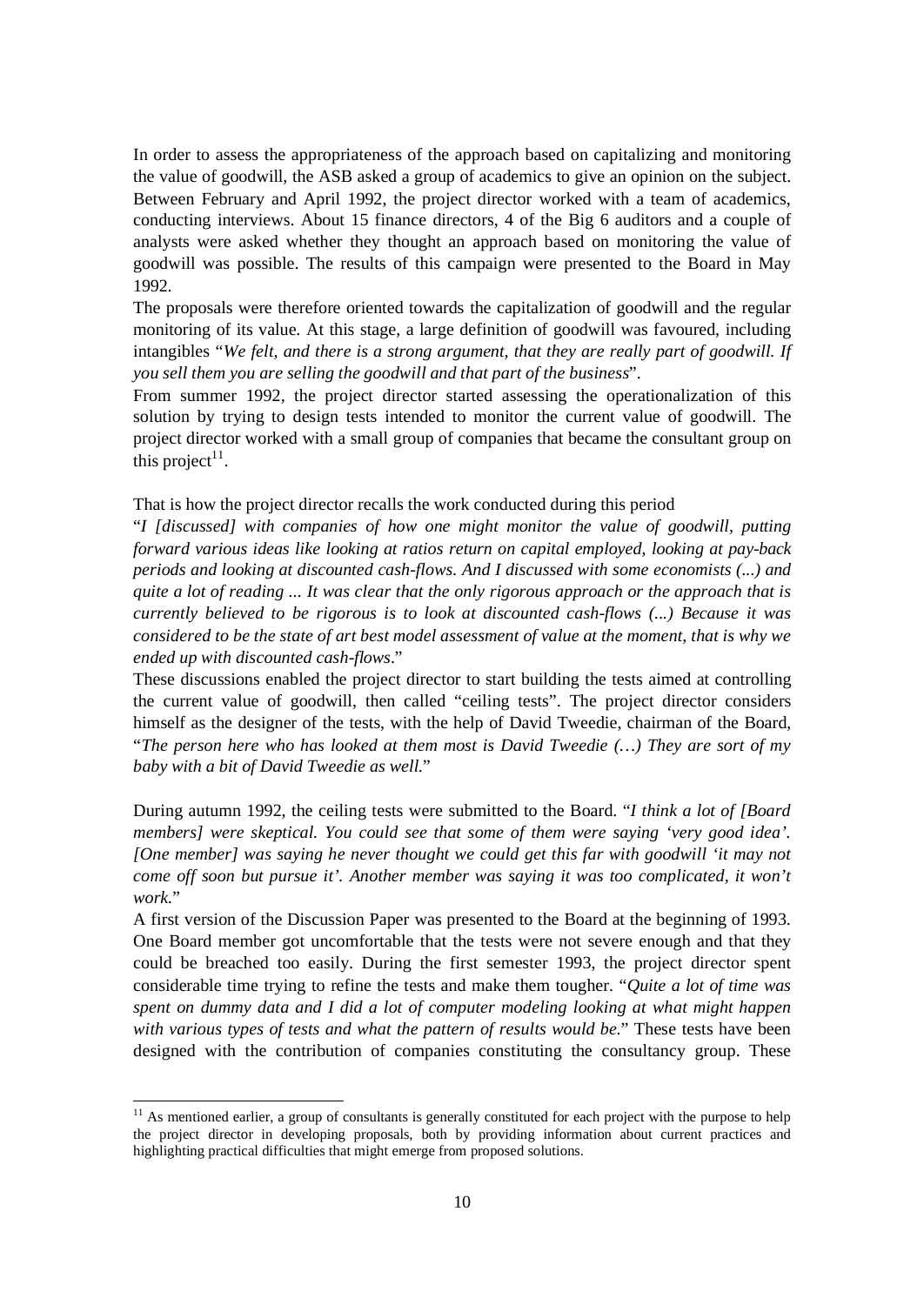In order to assess the appropriateness of the approach based on capitalizing and monitoring the value of goodwill, the ASB asked a group of academics to give an opinion on the subject. Between February and April 1992, the project director worked with a team of academics, conducting interviews. About 15 finance directors, 4 of the Big 6 auditors and a couple of analysts were asked whether they thought an approach based on monitoring the value of goodwill was possible. The results of this campaign were presented to the Board in May 1992.

The proposals were therefore oriented towards the capitalization of goodwill and the regular monitoring of its value. At this stage, a large definition of goodwill was favoured, including intangibles "*We felt, and there is a strong argument, that they are really part of goodwill. If you sell them you are selling the goodwill and that part of the business*".

From summer 1992, the project director started assessing the operationalization of this solution by trying to design tests intended to monitor the current value of goodwill. The project director worked with a small group of companies that became the consultant group on this project[11].

That is how the project director recalls the work conducted during this period

"*I [discussed] with companies of how one might monitor the value of goodwill, putting forward various ideas like looking at ratios return on capital employed, looking at pay-back periods and looking at discounted cash-flows. And I discussed with some economists (...) and quite a lot of reading ... It was clear that the only rigorous approach or the approach that is currently believed to be rigorous is to look at discounted cash-flows (...) Because it was considered to be the state of art best model assessment of value at the moment, that is why we ended up with discounted cash-flows*."

These discussions enabled the project director to start building the tests aimed at controlling the current value of goodwill, then called "ceiling tests". The project director considers himself as the designer of the tests, with the help of David Tweedie, chairman of the Board, "*The person here who has looked at them most is David Tweedie (…) They are sort of my baby with a bit of David Tweedie as well.*"

During autumn 1992, the ceiling tests were submitted to the Board. "*I think a lot of [Board members] were skeptical. You could see that some of them were saying 'very good idea'. [One member] was saying he never thought we could get this far with goodwill 'it may not come off soon but pursue it'. Another member was saying it was too complicated, it won't work.*"

A first version of the Discussion Paper was presented to the Board at the beginning of 1993. One Board member got uncomfortable that the tests were not severe enough and that they could be breached too easily. During the first semester 1993, the project director spent considerable time trying to refine the tests and make them tougher. "*Quite a lot of time was spent on dummy data and I did a lot of computer modeling looking at what might happen with various types of tests and what the pattern of results would be.*" These tests have been designed with the contribution of companies constituting the consultancy group. These

---

[11] As mentioned earlier, a group of consultants is generally constituted for each project with the purpose to help the project director in developing proposals, both by providing information about current practices and highlighting practical difficulties that might emerge from proposed solutions.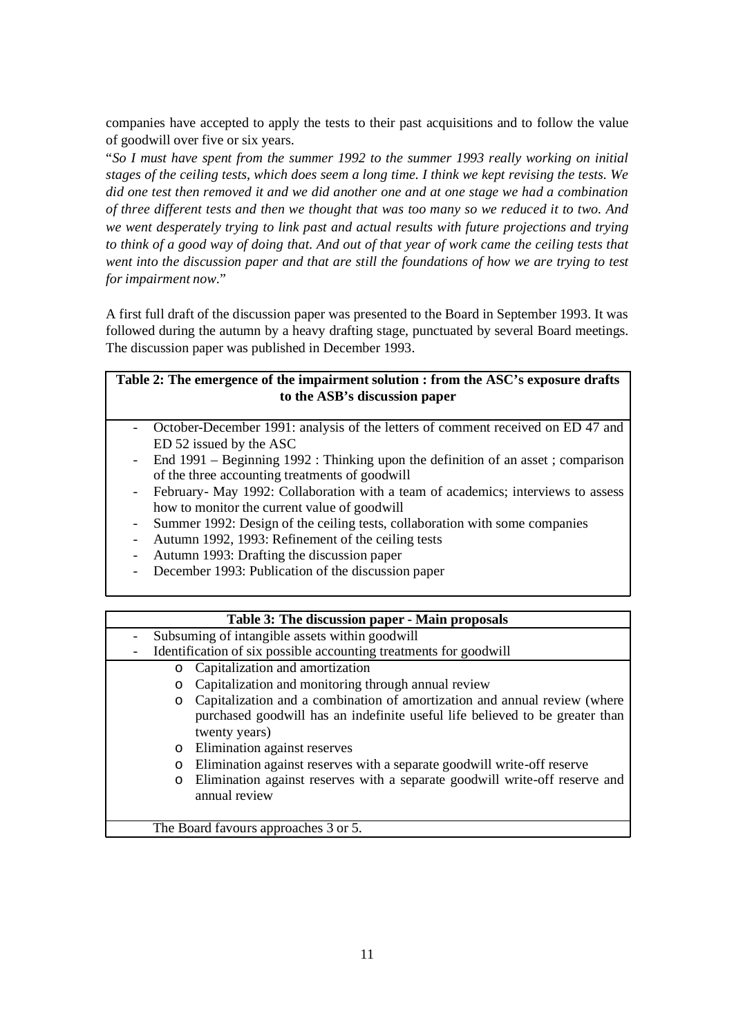companies have accepted to apply the tests to their past acquisitions and to follow the value of goodwill over five or six years.

"*So I must have spent from the summer 1992 to the summer 1993 really working on initial stages of the ceiling tests, which does seem a long time. I think we kept revising the tests. We did one test then removed it and we did another one and at one stage we had a combination of three different tests and then we thought that was too many so we reduced it to two. And we went desperately trying to link past and actual results with future projections and trying to think of a good way of doing that. And out of that year of work came the ceiling tests that went into the discussion paper and that are still the foundations of how we are trying to test for impairment now.*"

A first full draft of the discussion paper was presented to the Board in September 1993. It was followed during the autumn by a heavy drafting stage, punctuated by several Board meetings. The discussion paper was published in December 1993.

| **Table 2: The emergence of the impairment solution : from the ASC's exposure drafts to the ASB's discussion paper** |
|---|
| - October-December 1991: analysis of the letters of comment received on ED 47 and ED 52 issued by the ASC<br>- End 1991 – Beginning 1992 : Thinking upon the definition of an asset ; comparison of the three accounting treatments of goodwill<br>- February- May 1992: Collaboration with a team of academics; interviews to assess how to monitor the current value of goodwill<br>- Summer 1992: Design of the ceiling tests, collaboration with some companies<br>- Autumn 1992, 1993: Refinement of the ceiling tests<br>- Autumn 1993: Drafting the discussion paper<br>- December 1993: Publication of the discussion paper |

| **Table 3: The discussion paper - Main proposals** |
|---|
| - Subsuming of intangible assets within goodwill<br>- Identification of six possible accounting treatments for goodwill |
| o Capitalization and amortization<br>o Capitalization and monitoring through annual review<br>o Capitalization and a combination of amortization and annual review (where purchased goodwill has an indefinite useful life believed to be greater than twenty years)<br>o Elimination against reserves<br>o Elimination against reserves with a separate goodwill write-off reserve<br>o Elimination against reserves with a separate goodwill write-off reserve and annual review |
| The Board favours approaches 3 or 5. |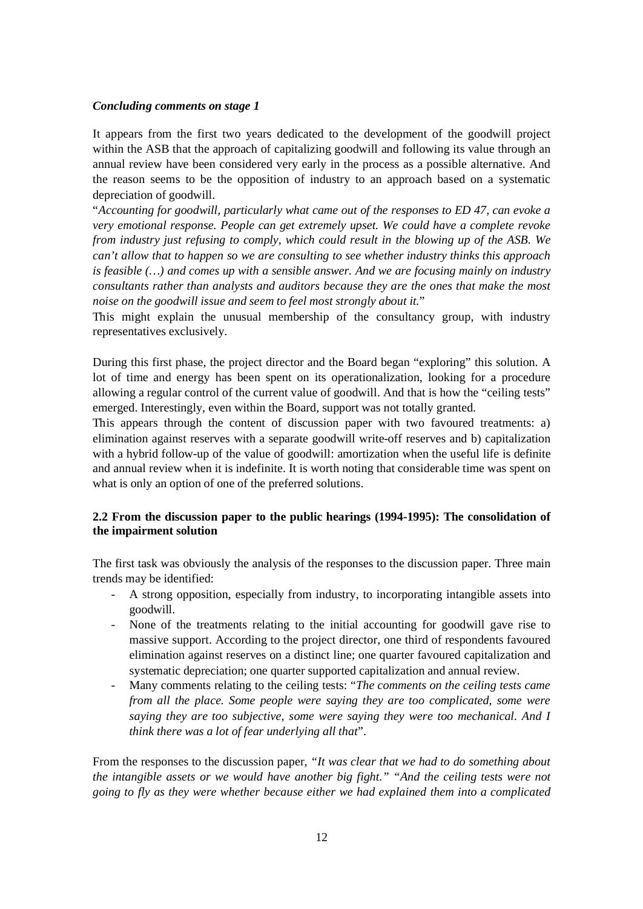### *Concluding comments on stage 1*

It appears from the first two years dedicated to the development of the goodwill project within the ASB that the approach of capitalizing goodwill and following its value through an annual review have been considered very early in the process as a possible alternative. And the reason seems to be the opposition of industry to an approach based on a systematic depreciation of goodwill.

"*Accounting for goodwill, particularly what came out of the responses to ED 47, can evoke a very emotional response. People can get extremely upset. We could have a complete revoke from industry just refusing to comply, which could result in the blowing up of the ASB. We can't allow that to happen so we are consulting to see whether industry thinks this approach is feasible (…) and comes up with a sensible answer. And we are focusing mainly on industry consultants rather than analysts and auditors because they are the ones that make the most noise on the goodwill issue and seem to feel most strongly about it.*"

This might explain the unusual membership of the consultancy group, with industry representatives exclusively.

During this first phase, the project director and the Board began "exploring" this solution. A lot of time and energy has been spent on its operationalization, looking for a procedure allowing a regular control of the current value of goodwill. And that is how the "ceiling tests" emerged. Interestingly, even within the Board, support was not totally granted.

This appears through the content of discussion paper with two favoured treatments: a) elimination against reserves with a separate goodwill write-off reserves and b) capitalization with a hybrid follow-up of the value of goodwill: amortization when the useful life is definite and annual review when it is indefinite. It is worth noting that considerable time was spent on what is only an option of one of the preferred solutions.

### 2.2 From the discussion paper to the public hearings (1994-1995): The consolidation of the impairment solution

The first task was obviously the analysis of the responses to the discussion paper. Three main trends may be identified:

- A strong opposition, especially from industry, to incorporating intangible assets into goodwill.
- None of the treatments relating to the initial accounting for goodwill gave rise to massive support. According to the project director, one third of respondents favoured elimination against reserves on a distinct line; one quarter favoured capitalization and systematic depreciation; one quarter supported capitalization and annual review.
- Many comments relating to the ceiling tests: "*The comments on the ceiling tests came from all the place. Some people were saying they are too complicated, some were saying they are too subjective, some were saying they were too mechanical. And I think there was a lot of fear underlying all that*".

From the responses to the discussion paper, *"It was clear that we had to do something about the intangible assets or we would have another big fight." "And the ceiling tests were not going to fly as they were whether because either we had explained them into a complicated*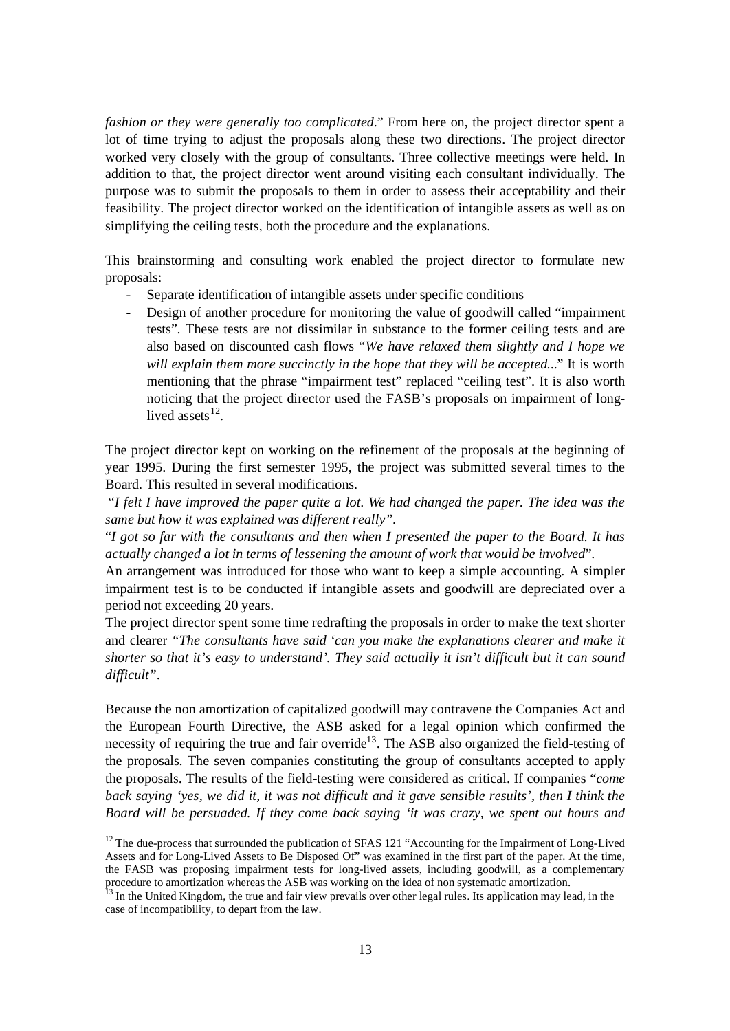*fashion or they were generally too complicated*." From here on, the project director spent a lot of time trying to adjust the proposals along these two directions. The project director worked very closely with the group of consultants. Three collective meetings were held. In addition to that, the project director went around visiting each consultant individually. The purpose was to submit the proposals to them in order to assess their acceptability and their feasibility. The project director worked on the identification of intangible assets as well as on simplifying the ceiling tests, both the procedure and the explanations.

This brainstorming and consulting work enabled the project director to formulate new proposals:

- Separate identification of intangible assets under specific conditions
- Design of another procedure for monitoring the value of goodwill called "impairment tests". These tests are not dissimilar in substance to the former ceiling tests and are also based on discounted cash flows "*We have relaxed them slightly and I hope we will explain them more succinctly in the hope that they will be accepted..*." It is worth mentioning that the phrase "impairment test" replaced "ceiling test". It is also worth noticing that the project director used the FASB's proposals on impairment of long-lived assets[12].

The project director kept on working on the refinement of the proposals at the beginning of year 1995. During the first semester 1995, the project was submitted several times to the Board. This resulted in several modifications.

"*I felt I have improved the paper quite a lot. We had changed the paper. The idea was the same but how it was explained was different really*".

"*I got so far with the consultants and then when I presented the paper to the Board. It has actually changed a lot in terms of lessening the amount of work that would be involved*".

An arrangement was introduced for those who want to keep a simple accounting. A simpler impairment test is to be conducted if intangible assets and goodwill are depreciated over a period not exceeding 20 years.

The project director spent some time redrafting the proposals in order to make the text shorter and clearer "*The consultants have said 'can you make the explanations clearer and make it shorter so that it's easy to understand'. They said actually it isn't difficult but it can sound difficult*".

Because the non amortization of capitalized goodwill may contravene the Companies Act and the European Fourth Directive, the ASB asked for a legal opinion which confirmed the necessity of requiring the true and fair override[13]. The ASB also organized the field-testing of the proposals. The seven companies constituting the group of consultants accepted to apply the proposals. The results of the field-testing were considered as critical. If companies "*come back saying 'yes, we did it, it was not difficult and it gave sensible results', then I think the Board will be persuaded. If they come back saying 'it was crazy, we spent out hours and*

---

[12] The due-process that surrounded the publication of SFAS 121 "Accounting for the Impairment of Long-Lived Assets and for Long-Lived Assets to Be Disposed Of" was examined in the first part of the paper. At the time, the FASB was proposing impairment tests for long-lived assets, including goodwill, as a complementary procedure to amortization whereas the ASB was working on the idea of non systematic amortization.

[13] In the United Kingdom, the true and fair view prevails over other legal rules. Its application may lead, in the case of incompatibility, to depart from the law.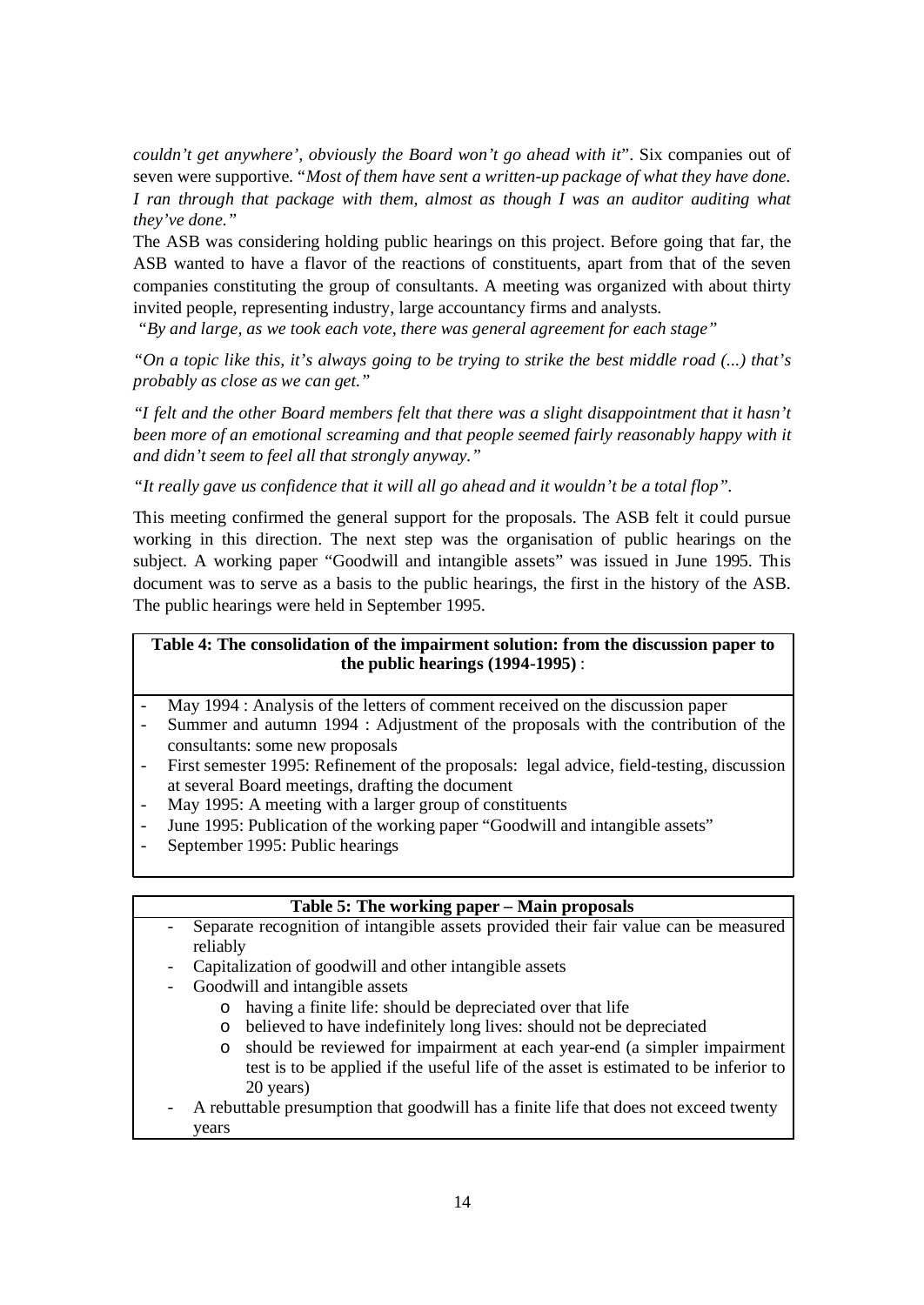*couldn't get anywhere', obviously the Board won't go ahead with it*". Six companies out of seven were supportive. "*Most of them have sent a written-up package of what they have done. I ran through that package with them, almost as though I was an auditor auditing what they've done.*"

The ASB was considering holding public hearings on this project. Before going that far, the ASB wanted to have a flavor of the reactions of constituents, apart from that of the seven companies constituting the group of consultants. A meeting was organized with about thirty invited people, representing industry, large accountancy firms and analysts.

"*By and large, as we took each vote, there was general agreement for each stage*"

"*On a topic like this, it's always going to be trying to strike the best middle road (...) that's probably as close as we can get.*"

"*I felt and the other Board members felt that there was a slight disappointment that it hasn't been more of an emotional screaming and that people seemed fairly reasonably happy with it and didn't seem to feel all that strongly anyway.*"

"*It really gave us confidence that it will all go ahead and it wouldn't be a total flop*".

This meeting confirmed the general support for the proposals. The ASB felt it could pursue working in this direction. The next step was the organisation of public hearings on the subject. A working paper "Goodwill and intangible assets" was issued in June 1995. This document was to serve as a basis to the public hearings, the first in the history of the ASB. The public hearings were held in September 1995.

**Table 4: The consolidation of the impairment solution: from the discussion paper to the public hearings (1994-1995)** :

- May 1994 : Analysis of the letters of comment received on the discussion paper
- Summer and autumn 1994 : Adjustment of the proposals with the contribution of the consultants: some new proposals
- First semester 1995: Refinement of the proposals: legal advice, field-testing, discussion at several Board meetings, drafting the document
- May 1995: A meeting with a larger group of constituents
- June 1995: Publication of the working paper "Goodwill and intangible assets"
- September 1995: Public hearings

**Table 5: The working paper – Main proposals**

- Separate recognition of intangible assets provided their fair value can be measured reliably
- Capitalization of goodwill and other intangible assets
- Goodwill and intangible assets
  - having a finite life: should be depreciated over that life
  - believed to have indefinitely long lives: should not be depreciated
  - should be reviewed for impairment at each year-end (a simpler impairment test is to be applied if the useful life of the asset is estimated to be inferior to 20 years)
- A rebuttable presumption that goodwill has a finite life that does not exceed twenty years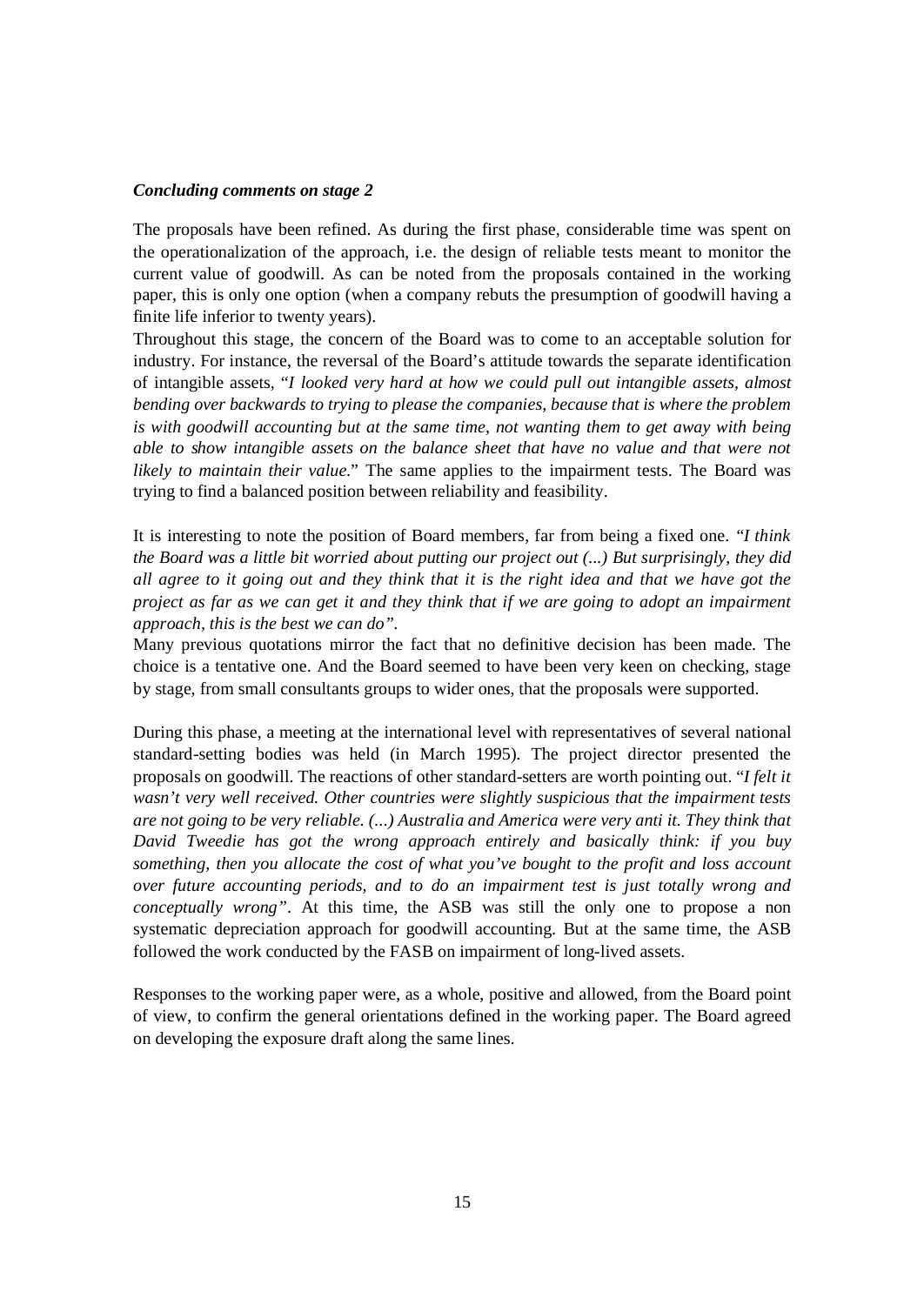***Concluding comments on stage 2***

The proposals have been refined. As during the first phase, considerable time was spent on the operationalization of the approach, i.e. the design of reliable tests meant to monitor the current value of goodwill. As can be noted from the proposals contained in the working paper, this is only one option (when a company rebuts the presumption of goodwill having a finite life inferior to twenty years).

Throughout this stage, the concern of the Board was to come to an acceptable solution for industry. For instance, the reversal of the Board's attitude towards the separate identification of intangible assets, "*I looked very hard at how we could pull out intangible assets, almost bending over backwards to trying to please the companies, because that is where the problem is with goodwill accounting but at the same time, not wanting them to get away with being able to show intangible assets on the balance sheet that have no value and that were not likely to maintain their value.*" The same applies to the impairment tests. The Board was trying to find a balanced position between reliability and feasibility.

It is interesting to note the position of Board members, far from being a fixed one. "*I think the Board was a little bit worried about putting our project out (...) But surprisingly, they did all agree to it going out and they think that it is the right idea and that we have got the project as far as we can get it and they think that if we are going to adopt an impairment approach, this is the best we can do"*.

Many previous quotations mirror the fact that no definitive decision has been made. The choice is a tentative one. And the Board seemed to have been very keen on checking, stage by stage, from small consultants groups to wider ones, that the proposals were supported.

During this phase, a meeting at the international level with representatives of several national standard-setting bodies was held (in March 1995). The project director presented the proposals on goodwill. The reactions of other standard-setters are worth pointing out. "*I felt it wasn't very well received. Other countries were slightly suspicious that the impairment tests are not going to be very reliable. (...) Australia and America were very anti it. They think that David Tweedie has got the wrong approach entirely and basically think: if you buy something, then you allocate the cost of what you've bought to the profit and loss account over future accounting periods, and to do an impairment test is just totally wrong and conceptually wrong"*. At this time, the ASB was still the only one to propose a non systematic depreciation approach for goodwill accounting. But at the same time, the ASB followed the work conducted by the FASB on impairment of long-lived assets.

Responses to the working paper were, as a whole, positive and allowed, from the Board point of view, to confirm the general orientations defined in the working paper. The Board agreed on developing the exposure draft along the same lines.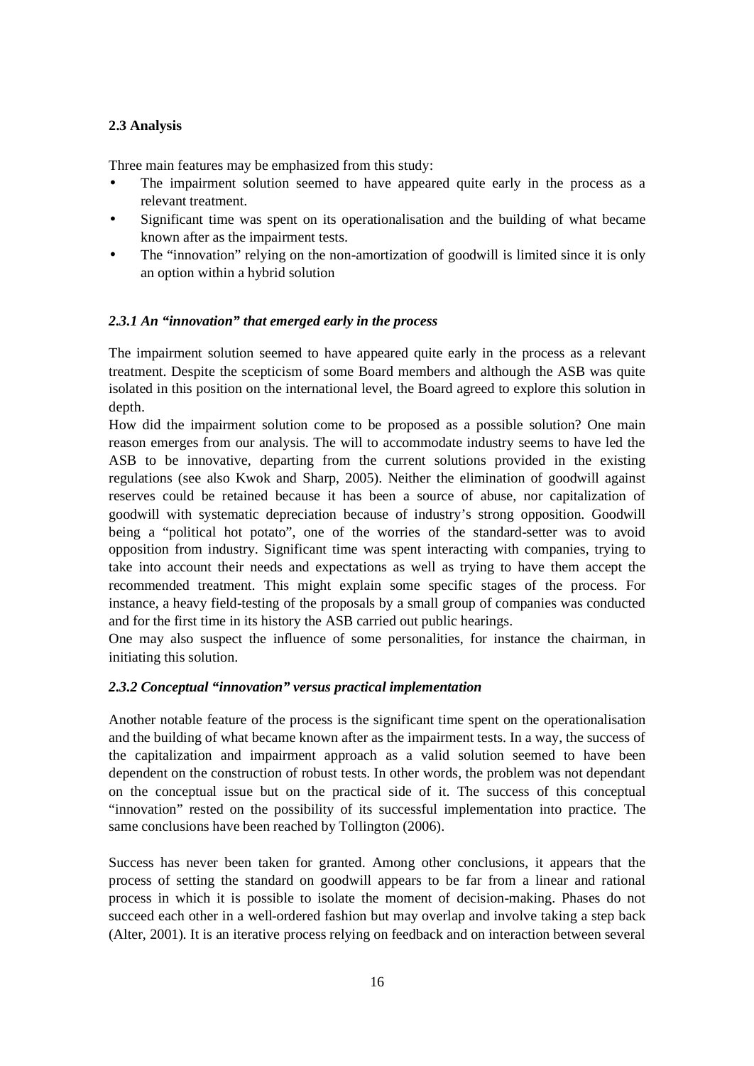### 2.3 Analysis

Three main features may be emphasized from this study:

- The impairment solution seemed to have appeared quite early in the process as a relevant treatment.
- Significant time was spent on its operationalisation and the building of what became known after as the impairment tests.
- The "innovation" relying on the non-amortization of goodwill is limited since it is only an option within a hybrid solution

#### *2.3.1 An "innovation" that emerged early in the process*

The impairment solution seemed to have appeared quite early in the process as a relevant treatment. Despite the scepticism of some Board members and although the ASB was quite isolated in this position on the international level, the Board agreed to explore this solution in depth.

How did the impairment solution come to be proposed as a possible solution? One main reason emerges from our analysis. The will to accommodate industry seems to have led the ASB to be innovative, departing from the current solutions provided in the existing regulations (see also Kwok and Sharp, 2005). Neither the elimination of goodwill against reserves could be retained because it has been a source of abuse, nor capitalization of goodwill with systematic depreciation because of industry's strong opposition. Goodwill being a "political hot potato", one of the worries of the standard-setter was to avoid opposition from industry. Significant time was spent interacting with companies, trying to take into account their needs and expectations as well as trying to have them accept the recommended treatment. This might explain some specific stages of the process. For instance, a heavy field-testing of the proposals by a small group of companies was conducted and for the first time in its history the ASB carried out public hearings.

One may also suspect the influence of some personalities, for instance the chairman, in initiating this solution.

#### *2.3.2 Conceptual "innovation" versus practical implementation*

Another notable feature of the process is the significant time spent on the operationalisation and the building of what became known after as the impairment tests. In a way, the success of the capitalization and impairment approach as a valid solution seemed to have been dependent on the construction of robust tests. In other words, the problem was not dependant on the conceptual issue but on the practical side of it. The success of this conceptual "innovation" rested on the possibility of its successful implementation into practice. The same conclusions have been reached by Tollington (2006).

Success has never been taken for granted. Among other conclusions, it appears that the process of setting the standard on goodwill appears to be far from a linear and rational process in which it is possible to isolate the moment of decision-making. Phases do not succeed each other in a well-ordered fashion but may overlap and involve taking a step back (Alter, 2001). It is an iterative process relying on feedback and on interaction between several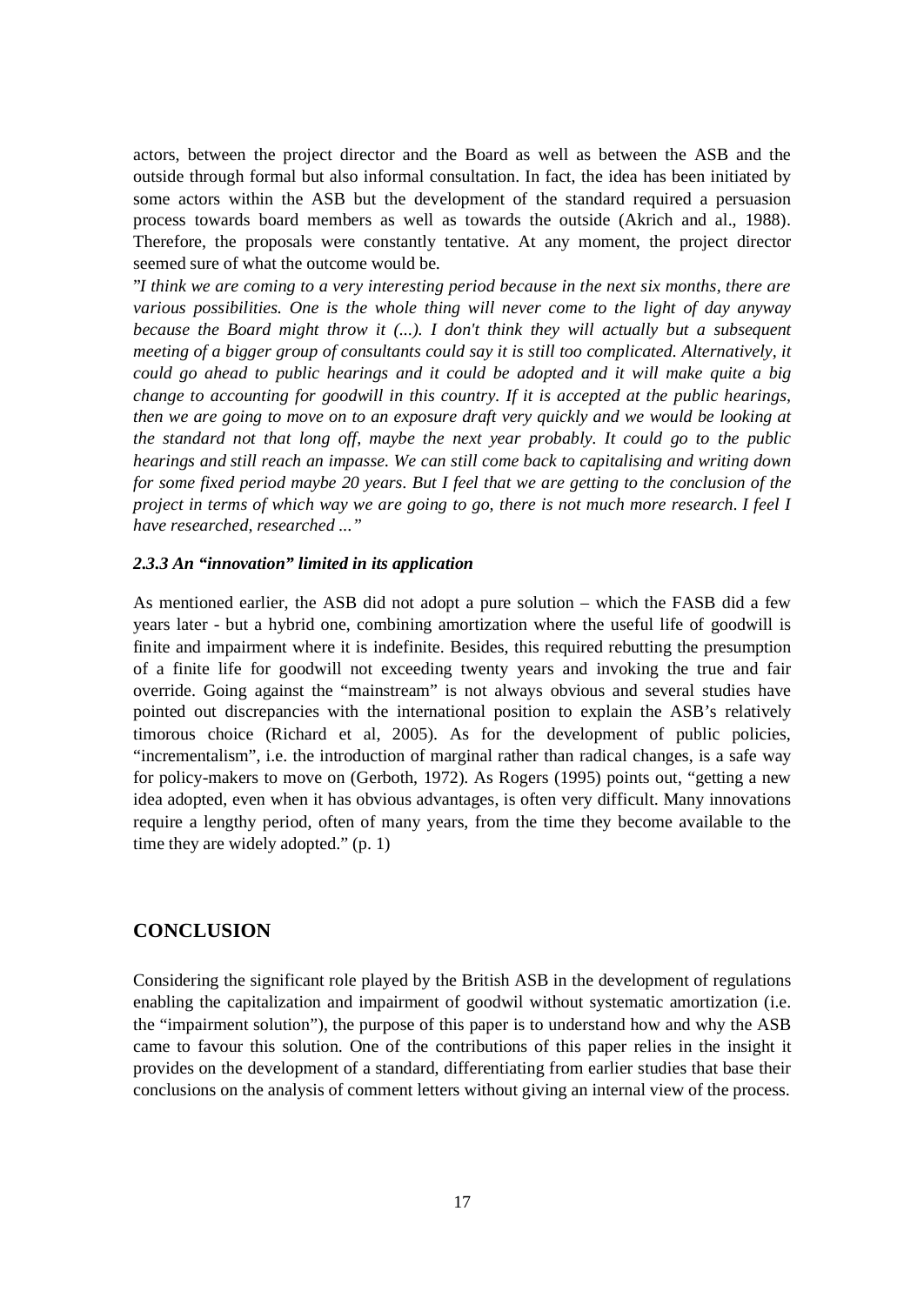actors, between the project director and the Board as well as between the ASB and the outside through formal but also informal consultation. In fact, the idea has been initiated by some actors within the ASB but the development of the standard required a persuasion process towards board members as well as towards the outside (Akrich and al., 1988). Therefore, the proposals were constantly tentative. At any moment, the project director seemed sure of what the outcome would be.

*"I think we are coming to a very interesting period because in the next six months, there are various possibilities. One is the whole thing will never come to the light of day anyway because the Board might throw it (...). I don't think they will actually but a subsequent meeting of a bigger group of consultants could say it is still too complicated. Alternatively, it could go ahead to public hearings and it could be adopted and it will make quite a big change to accounting for goodwill in this country. If it is accepted at the public hearings, then we are going to move on to an exposure draft very quickly and we would be looking at the standard not that long off, maybe the next year probably. It could go to the public hearings and still reach an impasse. We can still come back to capitalising and writing down for some fixed period maybe 20 years. But I feel that we are getting to the conclusion of the project in terms of which way we are going to go, there is not much more research. I feel I have researched, researched ..."*

### *2.3.3 An "innovation" limited in its application*

As mentioned earlier, the ASB did not adopt a pure solution – which the FASB did a few years later - but a hybrid one, combining amortization where the useful life of goodwill is finite and impairment where it is indefinite. Besides, this required rebutting the presumption of a finite life for goodwill not exceeding twenty years and invoking the true and fair override. Going against the "mainstream" is not always obvious and several studies have pointed out discrepancies with the international position to explain the ASB's relatively timorous choice (Richard et al, 2005). As for the development of public policies, "incrementalism", i.e. the introduction of marginal rather than radical changes, is a safe way for policy-makers to move on (Gerboth, 1972). As Rogers (1995) points out, "getting a new idea adopted, even when it has obvious advantages, is often very difficult. Many innovations require a lengthy period, often of many years, from the time they become available to the time they are widely adopted." (p. 1)

## CONCLUSION

Considering the significant role played by the British ASB in the development of regulations enabling the capitalization and impairment of goodwil without systematic amortization (i.e. the "impairment solution"), the purpose of this paper is to understand how and why the ASB came to favour this solution. One of the contributions of this paper relies in the insight it provides on the development of a standard, differentiating from earlier studies that base their conclusions on the analysis of comment letters without giving an internal view of the process.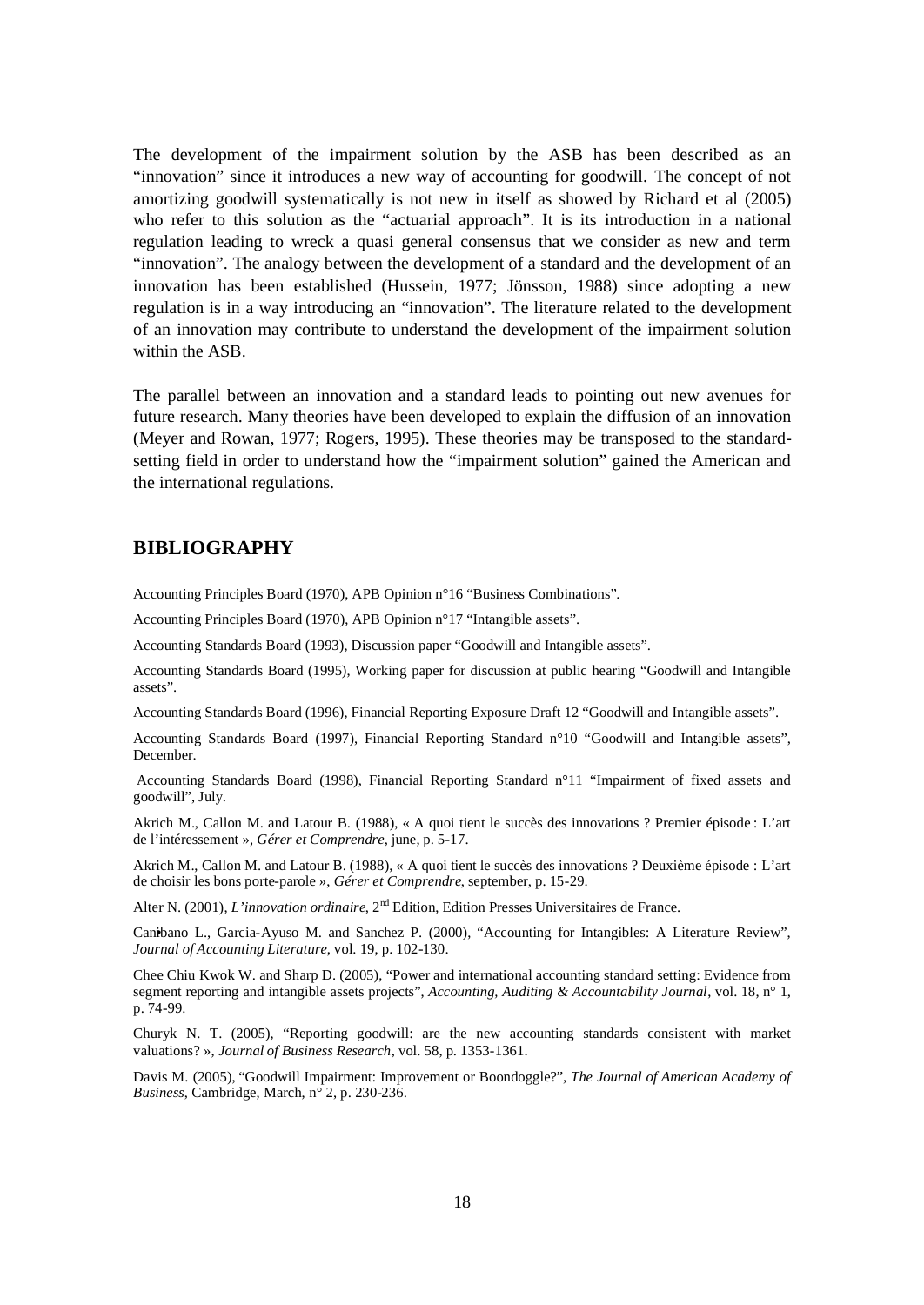The development of the impairment solution by the ASB has been described as an "innovation" since it introduces a new way of accounting for goodwill. The concept of not amortizing goodwill systematically is not new in itself as showed by Richard et al (2005) who refer to this solution as the "actuarial approach". It is its introduction in a national regulation leading to wreck a quasi general consensus that we consider as new and term "innovation". The analogy between the development of a standard and the development of an innovation has been established (Hussein, 1977; Jönsson, 1988) since adopting a new regulation is in a way introducing an "innovation". The literature related to the development of an innovation may contribute to understand the development of the impairment solution within the ASB.

The parallel between an innovation and a standard leads to pointing out new avenues for future research. Many theories have been developed to explain the diffusion of an innovation (Meyer and Rowan, 1977; Rogers, 1995). These theories may be transposed to the standard-setting field in order to understand how the "impairment solution" gained the American and the international regulations.

## BIBLIOGRAPHY

Accounting Principles Board (1970), APB Opinion n°16 "Business Combinations".

Accounting Principles Board (1970), APB Opinion n°17 "Intangible assets".

Accounting Standards Board (1993), Discussion paper "Goodwill and Intangible assets".

Accounting Standards Board (1995), Working paper for discussion at public hearing "Goodwill and Intangible assets".

Accounting Standards Board (1996), Financial Reporting Exposure Draft 12 "Goodwill and Intangible assets".

Accounting Standards Board (1997), Financial Reporting Standard n°10 "Goodwill and Intangible assets", December.

Accounting Standards Board (1998), Financial Reporting Standard n°11 "Impairment of fixed assets and goodwill", July.

Akrich M., Callon M. and Latour B. (1988), « A quoi tient le succès des innovations ? Premier épisode : L'art de l'intéressement », *Gérer et Comprendre*, june, p. 5-17.

Akrich M., Callon M. and Latour B. (1988), « A quoi tient le succès des innovations ? Deuxième épisode : L'art de choisir les bons porte-parole », *Gérer et Comprendre*, september, p. 15-29.

Alter N. (2001), *L'innovation ordinaire*, 2nd Edition, Edition Presses Universitaires de France.

Canibano L., Garcia-Ayuso M. and Sanchez P. (2000), "Accounting for Intangibles: A Literature Review", *Journal of Accounting Literature*, vol. 19, p. 102-130.

Chee Chiu Kwok W. and Sharp D. (2005), "Power and international accounting standard setting: Evidence from segment reporting and intangible assets projects", *Accounting, Auditing & Accountability Journal*, vol. 18, n° 1, p. 74-99.

Churyk N. T. (2005), "Reporting goodwill: are the new accounting standards consistent with market valuations? », *Journal of Business Research*, vol. 58, p. 1353-1361.

Davis M. (2005), "Goodwill Impairment: Improvement or Boondoggle?", *The Journal of American Academy of Business*, Cambridge, March, n° 2, p. 230-236.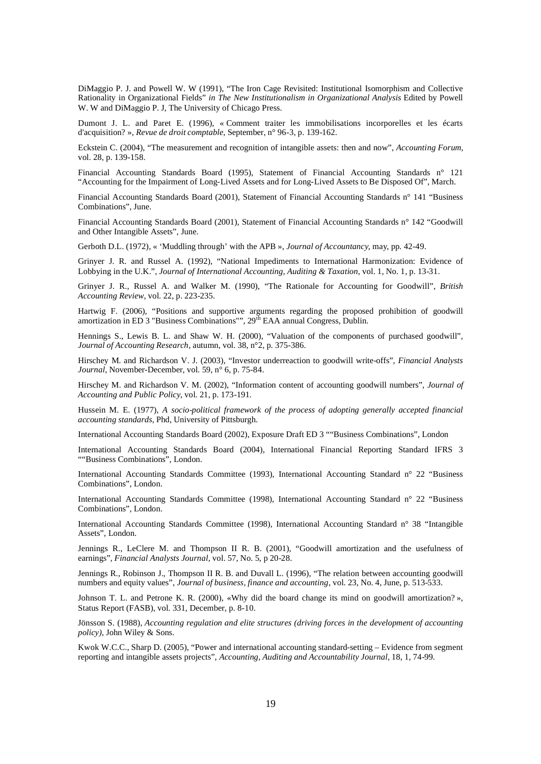DiMaggio P. J. and Powell W. W (1991), "The Iron Cage Revisited: Institutional Isomorphism and Collective Rationality in Organizational Fields" *in The New Institutionalism in Organizational Analysis* Edited by Powell W. W and DiMaggio P. J, The University of Chicago Press.

Dumont J. L. and Paret E. (1996), « Comment traiter les immobilisations incorporelles et les écarts d'acquisition? », *Revue de droit comptable*, September, n° 96-3, p. 139-162.

Eckstein C. (2004), "The measurement and recognition of intangible assets: then and now", *Accounting Forum*, vol. 28, p. 139-158.

Financial Accounting Standards Board (1995), Statement of Financial Accounting Standards n° 121 "Accounting for the Impairment of Long-Lived Assets and for Long-Lived Assets to Be Disposed Of", March.

Financial Accounting Standards Board (2001), Statement of Financial Accounting Standards n° 141 "Business Combinations", June.

Financial Accounting Standards Board (2001), Statement of Financial Accounting Standards n° 142 "Goodwill and Other Intangible Assets", June.

Gerboth D.L. (1972), « 'Muddling through' with the APB », *Journal of Accountancy*, may, pp. 42-49.

Grinyer J. R. and Russel A. (1992), "National Impediments to International Harmonization: Evidence of Lobbying in the U.K.", *Journal of International Accounting, Auditing & Taxation*, vol. 1, No. 1, p. 13-31.

Grinyer J. R., Russel A. and Walker M. (1990), "The Rationale for Accounting for Goodwill", *British Accounting Review*, vol. 22, p. 223-235.

Hartwig F. (2006), "Positions and supportive arguments regarding the proposed prohibition of goodwill amortization in ED 3 "Business Combinations"", 29th EAA annual Congress, Dublin.

Hennings S., Lewis B. L. and Shaw W. H. (2000), "Valuation of the components of purchased goodwill", *Journal of Accounting Research*, autumn, vol. 38, n°2, p. 375-386.

Hirschey M. and Richardson V. J. (2003), "Investor underreaction to goodwill write-offs", *Financial Analysts Journal*, November-December, vol. 59, n° 6, p. 75-84.

Hirschey M. and Richardson V. M. (2002), "Information content of accounting goodwill numbers", *Journal of Accounting and Public Policy*, vol. 21, p. 173-191.

Hussein M. E. (1977), *A socio-political framework of the process of adopting generally accepted financial accounting standards*, Phd, University of Pittsburgh.

International Accounting Standards Board (2002), Exposure Draft ED 3 ""Business Combinations", London

International Accounting Standards Board (2004), International Financial Reporting Standard IFRS 3 ""Business Combinations", London.

International Accounting Standards Committee (1993), International Accounting Standard n° 22 "Business Combinations", London.

International Accounting Standards Committee (1998), International Accounting Standard n° 22 "Business Combinations", London.

International Accounting Standards Committee (1998), International Accounting Standard n° 38 "Intangible Assets", London.

Jennings R., LeClere M. and Thompson II R. B. (2001), "Goodwill amortization and the usefulness of earnings", *Financial Analysts Journal*, vol. 57, No. 5, p 20-28.

Jennings R., Robinson J., Thompson II R. B. and Duvall L. (1996), "The relation between accounting goodwill numbers and equity values", *Journal of business, finance and accounting*, vol. 23, No. 4, June, p. 513-533.

Johnson T. L. and Petrone K. R. (2000), «Why did the board change its mind on goodwill amortization? », Status Report (FASB), vol. 331, December, p. 8-10.

Jönsson S. (1988), *Accounting regulation and elite structures (driving forces in the development of accounting policy)*, John Wiley & Sons.

Kwok W.C.C., Sharp D. (2005), "Power and international accounting standard-setting – Evidence from segment reporting and intangible assets projects", *Accounting, Auditing and Accountability Journal*, 18, 1, 74-99.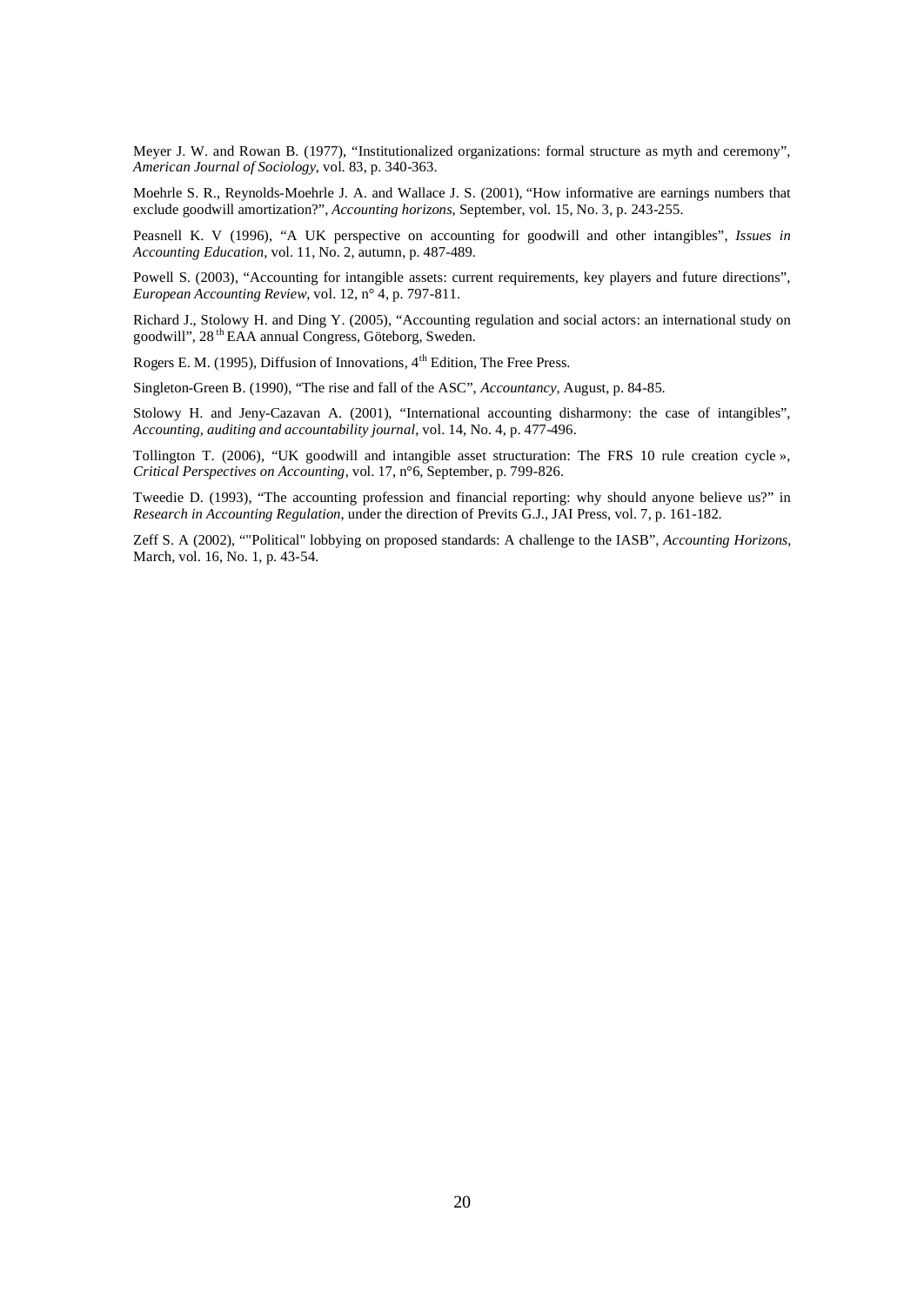Meyer J. W. and Rowan B. (1977), “Institutionalized organizations: formal structure as myth and ceremony”, *American Journal of Sociology*, vol. 83, p. 340-363.

Moehrle S. R., Reynolds-Moehrle J. A. and Wallace J. S. (2001), “How informative are earnings numbers that exclude goodwill amortization?”, *Accounting horizons*, September, vol. 15, No. 3, p. 243-255.

Peasnell K. V (1996), “A UK perspective on accounting for goodwill and other intangibles”, *Issues in Accounting Education*, vol. 11, No. 2, autumn, p. 487-489.

Powell S. (2003), “Accounting for intangible assets: current requirements, key players and future directions”, *European Accounting Review*, vol. 12, n° 4, p. 797-811.

Richard J., Stolowy H. and Ding Y. (2005), “Accounting regulation and social actors: an international study on goodwill”, 28[th] EAA annual Congress, Göteborg, Sweden.

Rogers E. M. (1995), Diffusion of Innovations, 4[th] Edition, The Free Press.

Singleton-Green B. (1990), “The rise and fall of the ASC”, *Accountancy*, August, p. 84-85.

Stolowy H. and Jeny-Cazavan A. (2001), “International accounting disharmony: the case of intangibles”, *Accounting, auditing and accountability journal*, vol. 14, No. 4, p. 477-496.

Tollington T. (2006), “UK goodwill and intangible asset structuration: The FRS 10 rule creation cycle », *Critical Perspectives on Accounting*, vol. 17, n°6, September, p. 799-826.

Tweedie D. (1993), “The accounting profession and financial reporting: why should anyone believe us?” in *Research in Accounting Regulation*, under the direction of Previts G.J., JAI Press, vol. 7, p. 161-182.

Zeff S. A (2002), “"Political" lobbying on proposed standards: A challenge to the IASB”, *Accounting Horizons*, March, vol. 16, No. 1, p. 43-54.